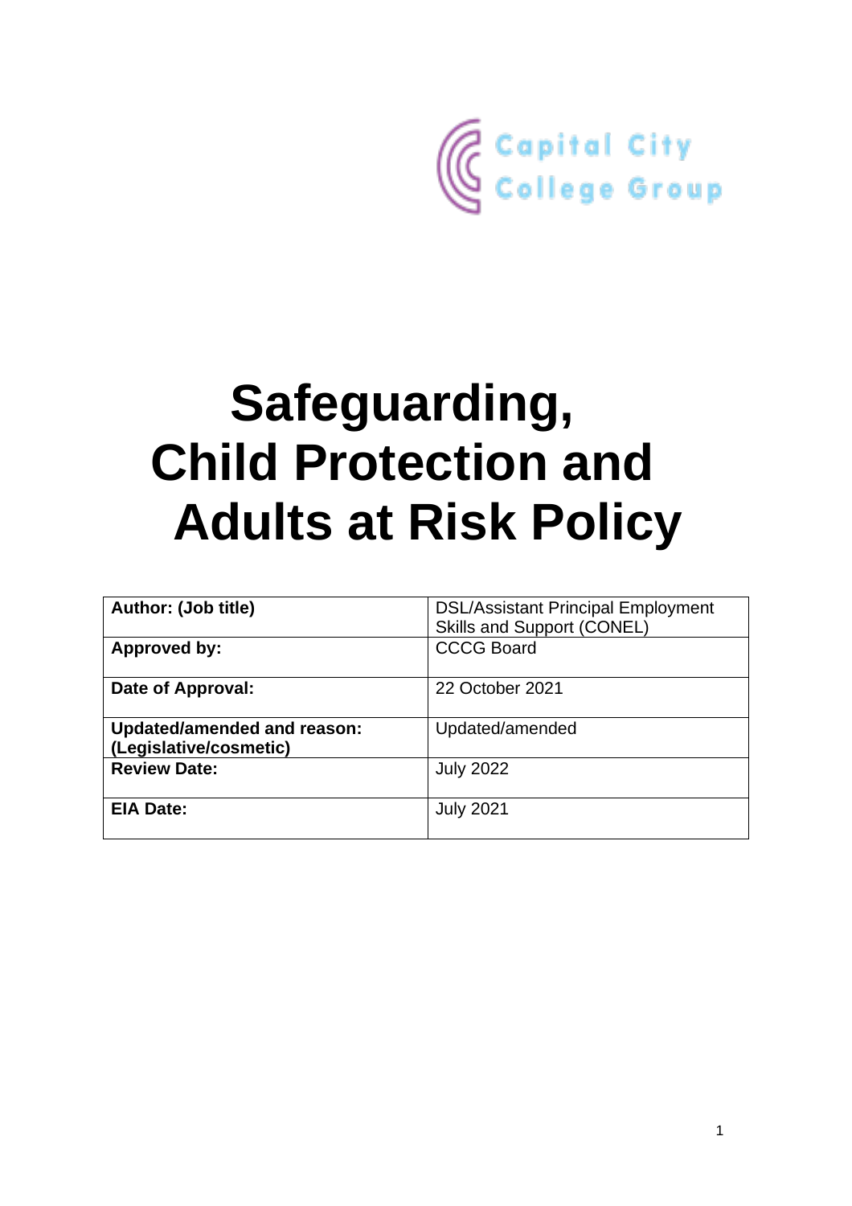Capital City College Group

# Safeguarding, Child Protection and Adults at Risk Policy

| Author: (Job title) | DSL/Assistant Principal Employment Skills and Support (CONEL) |
|---|---|
| Approved by: | CCCG Board |
| Date of Approval: | 22 October 2021 |
| Updated/amended and reason: (Legislative/cosmetic) | Updated/amended |
| Review Date: | July 2022 |
| EIA Date: | July 2021 |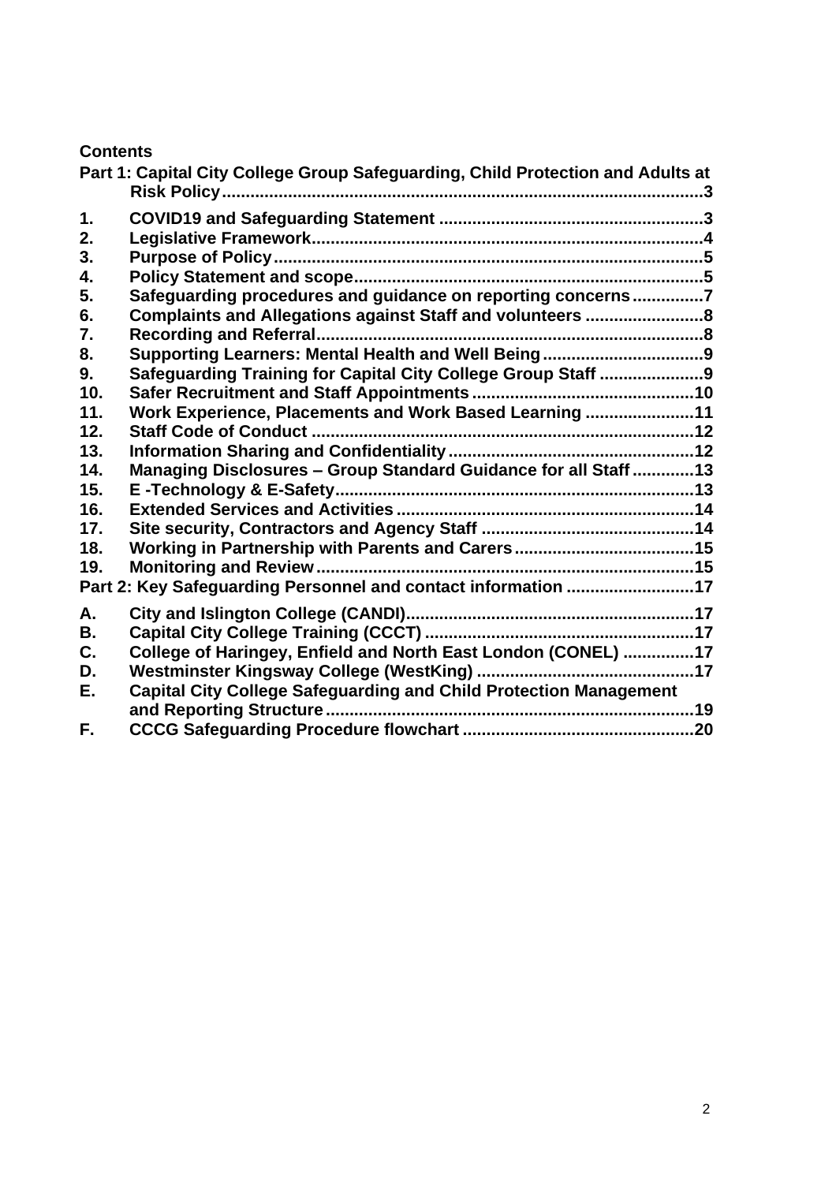**Contents**

**Part 1: Capital City College Group Safeguarding, Child Protection and Adults at Risk Policy ..... 3**

1. **COVID19 and Safeguarding Statement ..... 3**
2. **Legislative Framework ..... 4**
3. **Purpose of Policy ..... 5**
4. **Policy Statement and scope ..... 5**
5. **Safeguarding procedures and guidance on reporting concerns ..... 7**
6. **Complaints and Allegations against Staff and volunteers ..... 8**
7. **Recording and Referral ..... 8**
8. **Supporting Learners: Mental Health and Well Being ..... 9**
9. **Safeguarding Training for Capital City College Group Staff ..... 9**
10. **Safer Recruitment and Staff Appointments ..... 10**
11. **Work Experience, Placements and Work Based Learning ..... 11**
12. **Staff Code of Conduct ..... 12**
13. **Information Sharing and Confidentiality ..... 12**
14. **Managing Disclosures – Group Standard Guidance for all Staff ..... 13**
15. **E -Technology & E-Safety ..... 13**
16. **Extended Services and Activities ..... 14**
17. **Site security, Contractors and Agency Staff ..... 14**
18. **Working in Partnership with Parents and Carers ..... 15**
19. **Monitoring and Review ..... 15**

**Part 2: Key Safeguarding Personnel and contact information ..... 17**

- **A. City and Islington College (CANDI) ..... 17**
- **B. Capital City College Training (CCCT) ..... 17**
- **C. College of Haringey, Enfield and North East London (CONEL) ..... 17**
- **D. Westminster Kingsway College (WestKing) ..... 17**
- **E. Capital City College Safeguarding and Child Protection Management and Reporting Structure ..... 19**
- **F. CCCG Safeguarding Procedure flowchart ..... 20**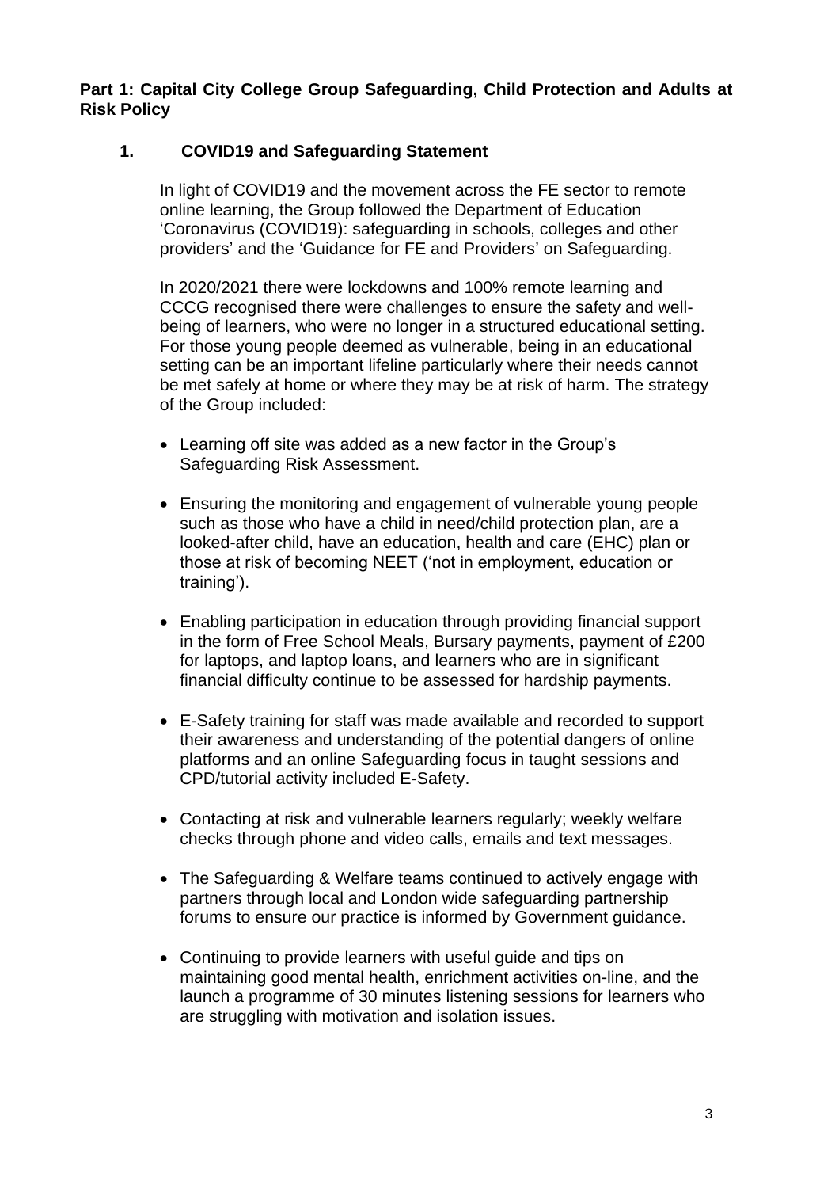**Part 1: Capital City College Group Safeguarding, Child Protection and Adults at Risk Policy**

## 1. COVID19 and Safeguarding Statement

In light of COVID19 and the movement across the FE sector to remote online learning, the Group followed the Department of Education 'Coronavirus (COVID19): safeguarding in schools, colleges and other providers' and the 'Guidance for FE and Providers' on Safeguarding.

In 2020/2021 there were lockdowns and 100% remote learning and CCCG recognised there were challenges to ensure the safety and well-being of learners, who were no longer in a structured educational setting. For those young people deemed as vulnerable, being in an educational setting can be an important lifeline particularly where their needs cannot be met safely at home or where they may be at risk of harm. The strategy of the Group included:

- Learning off site was added as a new factor in the Group's Safeguarding Risk Assessment.
- Ensuring the monitoring and engagement of vulnerable young people such as those who have a child in need/child protection plan, are a looked-after child, have an education, health and care (EHC) plan or those at risk of becoming NEET ('not in employment, education or training').
- Enabling participation in education through providing financial support in the form of Free School Meals, Bursary payments, payment of £200 for laptops, and laptop loans, and learners who are in significant financial difficulty continue to be assessed for hardship payments.
- E-Safety training for staff was made available and recorded to support their awareness and understanding of the potential dangers of online platforms and an online Safeguarding focus in taught sessions and CPD/tutorial activity included E-Safety.
- Contacting at risk and vulnerable learners regularly; weekly welfare checks through phone and video calls, emails and text messages.
- The Safeguarding & Welfare teams continued to actively engage with partners through local and London wide safeguarding partnership forums to ensure our practice is informed by Government guidance.
- Continuing to provide learners with useful guide and tips on maintaining good mental health, enrichment activities on-line, and the launch a programme of 30 minutes listening sessions for learners who are struggling with motivation and isolation issues.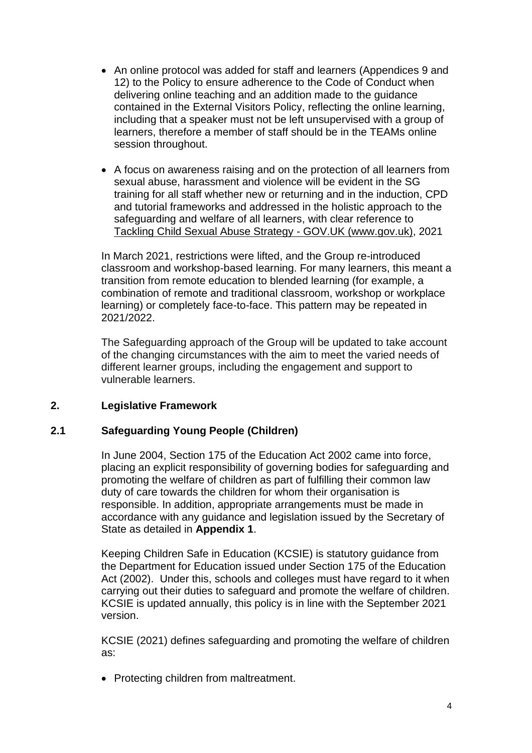- An online protocol was added for staff and learners (Appendices 9 and 12) to the Policy to ensure adherence to the Code of Conduct when delivering online teaching and an addition made to the guidance contained in the External Visitors Policy, reflecting the online learning, including that a speaker must not be left unsupervised with a group of learners, therefore a member of staff should be in the TEAMs online session throughout.

- A focus on awareness raising and on the protection of all learners from sexual abuse, harassment and violence will be evident in the SG training for all staff whether new or returning and in the induction, CPD and tutorial frameworks and addressed in the holistic approach to the safeguarding and welfare of all learners, with clear reference to Tackling Child Sexual Abuse Strategy - GOV.UK (www.gov.uk), 2021

In March 2021, restrictions were lifted, and the Group re-introduced classroom and workshop-based learning. For many learners, this meant a transition from remote education to blended learning (for example, a combination of remote and traditional classroom, workshop or workplace learning) or completely face-to-face. This pattern may be repeated in 2021/2022.

The Safeguarding approach of the Group will be updated to take account of the changing circumstances with the aim to meet the varied needs of different learner groups, including the engagement and support to vulnerable learners.

## 2. Legislative Framework

### 2.1 Safeguarding Young People (Children)

In June 2004, Section 175 of the Education Act 2002 came into force, placing an explicit responsibility of governing bodies for safeguarding and promoting the welfare of children as part of fulfilling their common law duty of care towards the children for whom their organisation is responsible. In addition, appropriate arrangements must be made in accordance with any guidance and legislation issued by the Secretary of State as detailed in **Appendix 1**.

Keeping Children Safe in Education (KCSIE) is statutory guidance from the Department for Education issued under Section 175 of the Education Act (2002). Under this, schools and colleges must have regard to it when carrying out their duties to safeguard and promote the welfare of children. KCSIE is updated annually, this policy is in line with the September 2021 version.

KCSIE (2021) defines safeguarding and promoting the welfare of children as:

- Protecting children from maltreatment.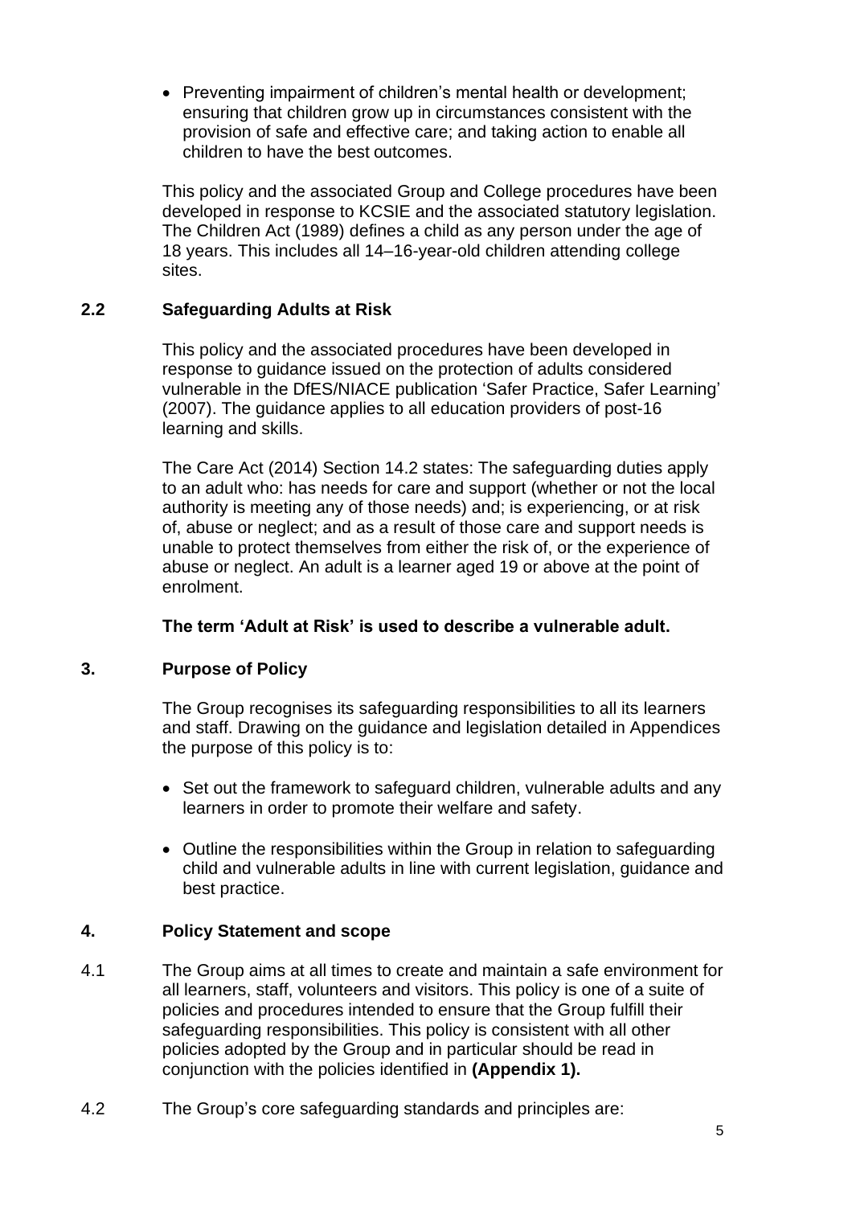- Preventing impairment of children's mental health or development; ensuring that children grow up in circumstances consistent with the provision of safe and effective care; and taking action to enable all children to have the best outcomes.

This policy and the associated Group and College procedures have been developed in response to KCSIE and the associated statutory legislation. The Children Act (1989) defines a child as any person under the age of 18 years. This includes all 14–16-year-old children attending college sites.

### 2.2 Safeguarding Adults at Risk

This policy and the associated procedures have been developed in response to guidance issued on the protection of adults considered vulnerable in the DfES/NIACE publication 'Safer Practice, Safer Learning' (2007). The guidance applies to all education providers of post-16 learning and skills.

The Care Act (2014) Section 14.2 states: The safeguarding duties apply to an adult who: has needs for care and support (whether or not the local authority is meeting any of those needs) and; is experiencing, or at risk of, abuse or neglect; and as a result of those care and support needs is unable to protect themselves from either the risk of, or the experience of abuse or neglect. An adult is a learner aged 19 or above at the point of enrolment.

**The term 'Adult at Risk' is used to describe a vulnerable adult.**

## 3. Purpose of Policy

The Group recognises its safeguarding responsibilities to all its learners and staff. Drawing on the guidance and legislation detailed in Appendices the purpose of this policy is to:

- Set out the framework to safeguard children, vulnerable adults and any learners in order to promote their welfare and safety.
- Outline the responsibilities within the Group in relation to safeguarding child and vulnerable adults in line with current legislation, guidance and best practice.

## 4. Policy Statement and scope

4.1 The Group aims at all times to create and maintain a safe environment for all learners, staff, volunteers and visitors. This policy is one of a suite of policies and procedures intended to ensure that the Group fulfill their safeguarding responsibilities. This policy is consistent with all other policies adopted by the Group and in particular should be read in conjunction with the policies identified in **(Appendix 1).**

4.2 The Group's core safeguarding standards and principles are: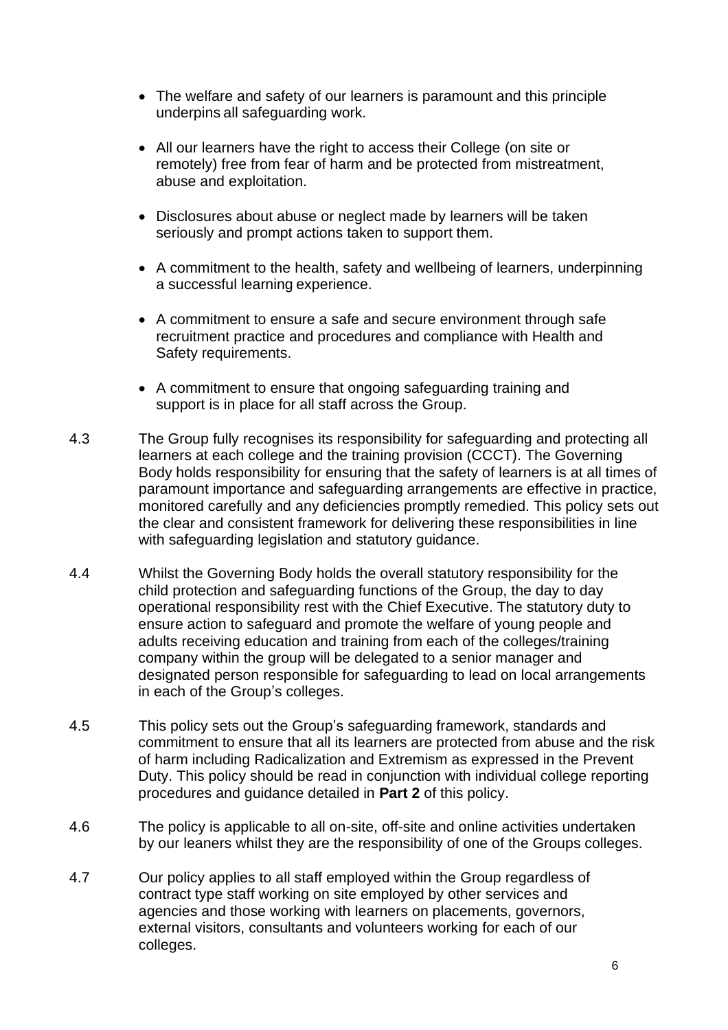- The welfare and safety of our learners is paramount and this principle underpins all safeguarding work.
- All our learners have the right to access their College (on site or remotely) free from fear of harm and be protected from mistreatment, abuse and exploitation.
- Disclosures about abuse or neglect made by learners will be taken seriously and prompt actions taken to support them.
- A commitment to the health, safety and wellbeing of learners, underpinning a successful learning experience.
- A commitment to ensure a safe and secure environment through safe recruitment practice and procedures and compliance with Health and Safety requirements.
- A commitment to ensure that ongoing safeguarding training and support is in place for all staff across the Group.

4.3 The Group fully recognises its responsibility for safeguarding and protecting all learners at each college and the training provision (CCCT). The Governing Body holds responsibility for ensuring that the safety of learners is at all times of paramount importance and safeguarding arrangements are effective in practice, monitored carefully and any deficiencies promptly remedied. This policy sets out the clear and consistent framework for delivering these responsibilities in line with safeguarding legislation and statutory guidance.

4.4 Whilst the Governing Body holds the overall statutory responsibility for the child protection and safeguarding functions of the Group, the day to day operational responsibility rest with the Chief Executive. The statutory duty to ensure action to safeguard and promote the welfare of young people and adults receiving education and training from each of the colleges/training company within the group will be delegated to a senior manager and designated person responsible for safeguarding to lead on local arrangements in each of the Group's colleges.

4.5 This policy sets out the Group's safeguarding framework, standards and commitment to ensure that all its learners are protected from abuse and the risk of harm including Radicalization and Extremism as expressed in the Prevent Duty. This policy should be read in conjunction with individual college reporting procedures and guidance detailed in **Part 2** of this policy.

4.6 The policy is applicable to all on-site, off-site and online activities undertaken by our leaners whilst they are the responsibility of one of the Groups colleges.

4.7 Our policy applies to all staff employed within the Group regardless of contract type staff working on site employed by other services and agencies and those working with learners on placements, governors, external visitors, consultants and volunteers working for each of our colleges.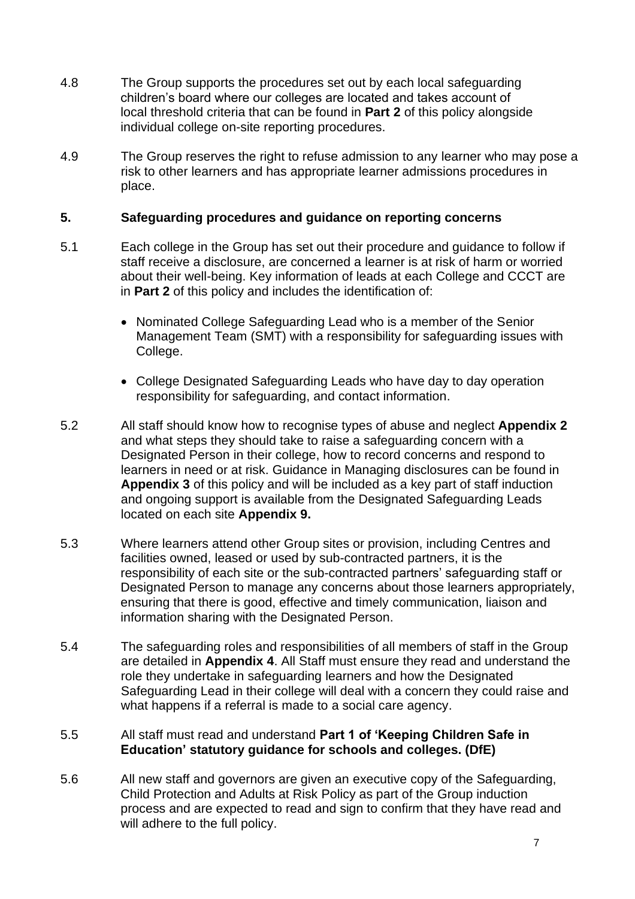4.8 The Group supports the procedures set out by each local safeguarding children's board where our colleges are located and takes account of local threshold criteria that can be found in **Part 2** of this policy alongside individual college on-site reporting procedures.

4.9 The Group reserves the right to refuse admission to any learner who may pose a risk to other learners and has appropriate learner admissions procedures in place.

## 5. Safeguarding procedures and guidance on reporting concerns

5.1 Each college in the Group has set out their procedure and guidance to follow if staff receive a disclosure, are concerned a learner is at risk of harm or worried about their well-being. Key information of leads at each College and CCCT are in **Part 2** of this policy and includes the identification of:

- Nominated College Safeguarding Lead who is a member of the Senior Management Team (SMT) with a responsibility for safeguarding issues with College.
- College Designated Safeguarding Leads who have day to day operation responsibility for safeguarding, and contact information.

5.2 All staff should know how to recognise types of abuse and neglect **Appendix 2** and what steps they should take to raise a safeguarding concern with a Designated Person in their college, how to record concerns and respond to learners in need or at risk. Guidance in Managing disclosures can be found in **Appendix 3** of this policy and will be included as a key part of staff induction and ongoing support is available from the Designated Safeguarding Leads located on each site **Appendix 9.**

5.3 Where learners attend other Group sites or provision, including Centres and facilities owned, leased or used by sub-contracted partners, it is the responsibility of each site or the sub-contracted partners' safeguarding staff or Designated Person to manage any concerns about those learners appropriately, ensuring that there is good, effective and timely communication, liaison and information sharing with the Designated Person.

5.4 The safeguarding roles and responsibilities of all members of staff in the Group are detailed in **Appendix 4**. All Staff must ensure they read and understand the role they undertake in safeguarding learners and how the Designated Safeguarding Lead in their college will deal with a concern they could raise and what happens if a referral is made to a social care agency.

5.5 All staff must read and understand **Part 1 of 'Keeping Children Safe in Education' statutory guidance for schools and colleges. (DfE)**

5.6 All new staff and governors are given an executive copy of the Safeguarding, Child Protection and Adults at Risk Policy as part of the Group induction process and are expected to read and sign to confirm that they have read and will adhere to the full policy.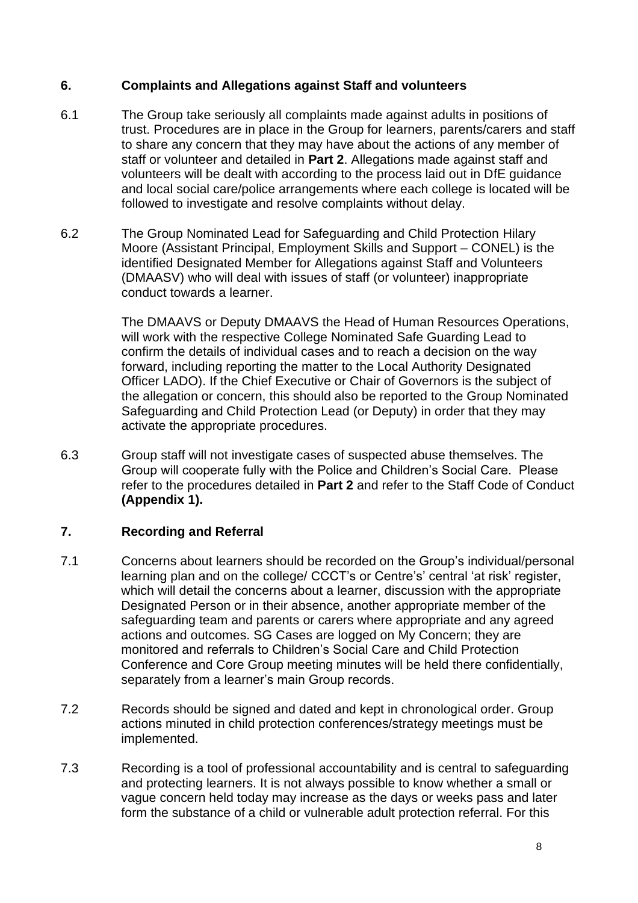## 6. Complaints and Allegations against Staff and volunteers

6.1 The Group take seriously all complaints made against adults in positions of trust. Procedures are in place in the Group for learners, parents/carers and staff to share any concern that they may have about the actions of any member of staff or volunteer and detailed in **Part 2**. Allegations made against staff and volunteers will be dealt with according to the process laid out in DfE guidance and local social care/police arrangements where each college is located will be followed to investigate and resolve complaints without delay.

6.2 The Group Nominated Lead for Safeguarding and Child Protection Hilary Moore (Assistant Principal, Employment Skills and Support – CONEL) is the identified Designated Member for Allegations against Staff and Volunteers (DMAASV) who will deal with issues of staff (or volunteer) inappropriate conduct towards a learner.

The DMAAVS or Deputy DMAAVS the Head of Human Resources Operations, will work with the respective College Nominated Safe Guarding Lead to confirm the details of individual cases and to reach a decision on the way forward, including reporting the matter to the Local Authority Designated Officer LADO). If the Chief Executive or Chair of Governors is the subject of the allegation or concern, this should also be reported to the Group Nominated Safeguarding and Child Protection Lead (or Deputy) in order that they may activate the appropriate procedures.

6.3 Group staff will not investigate cases of suspected abuse themselves. The Group will cooperate fully with the Police and Children's Social Care. Please refer to the procedures detailed in **Part 2** and refer to the Staff Code of Conduct **(Appendix 1).**

## 7. Recording and Referral

7.1 Concerns about learners should be recorded on the Group's individual/personal learning plan and on the college/ CCCT's or Centre's' central 'at risk' register, which will detail the concerns about a learner, discussion with the appropriate Designated Person or in their absence, another appropriate member of the safeguarding team and parents or carers where appropriate and any agreed actions and outcomes. SG Cases are logged on My Concern; they are monitored and referrals to Children's Social Care and Child Protection Conference and Core Group meeting minutes will be held there confidentially, separately from a learner's main Group records.

7.2 Records should be signed and dated and kept in chronological order. Group actions minuted in child protection conferences/strategy meetings must be implemented.

7.3 Recording is a tool of professional accountability and is central to safeguarding and protecting learners. It is not always possible to know whether a small or vague concern held today may increase as the days or weeks pass and later form the substance of a child or vulnerable adult protection referral. For this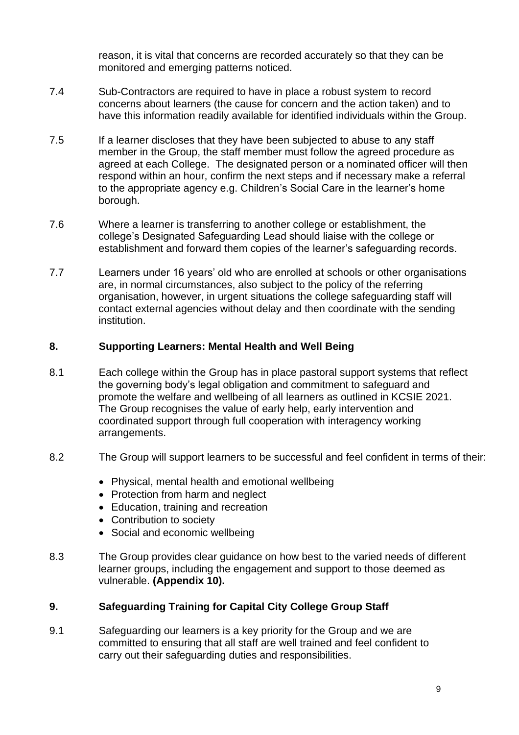reason, it is vital that concerns are recorded accurately so that they can be monitored and emerging patterns noticed.

7.4 Sub-Contractors are required to have in place a robust system to record concerns about learners (the cause for concern and the action taken) and to have this information readily available for identified individuals within the Group.

7.5 If a learner discloses that they have been subjected to abuse to any staff member in the Group, the staff member must follow the agreed procedure as agreed at each College. The designated person or a nominated officer will then respond within an hour, confirm the next steps and if necessary make a referral to the appropriate agency e.g. Children's Social Care in the learner's home borough.

7.6 Where a learner is transferring to another college or establishment, the college's Designated Safeguarding Lead should liaise with the college or establishment and forward them copies of the learner's safeguarding records.

7.7 Learners under 16 years' old who are enrolled at schools or other organisations are, in normal circumstances, also subject to the policy of the referring organisation, however, in urgent situations the college safeguarding staff will contact external agencies without delay and then coordinate with the sending institution.

## 8. Supporting Learners: Mental Health and Well Being

8.1 Each college within the Group has in place pastoral support systems that reflect the governing body's legal obligation and commitment to safeguard and promote the welfare and wellbeing of all learners as outlined in KCSIE 2021. The Group recognises the value of early help, early intervention and coordinated support through full cooperation with interagency working arrangements.

8.2 The Group will support learners to be successful and feel confident in terms of their:

- Physical, mental health and emotional wellbeing
- Protection from harm and neglect
- Education, training and recreation
- Contribution to society
- Social and economic wellbeing

8.3 The Group provides clear guidance on how best to the varied needs of different learner groups, including the engagement and support to those deemed as vulnerable. **(Appendix 10).**

## 9. Safeguarding Training for Capital City College Group Staff

9.1 Safeguarding our learners is a key priority for the Group and we are committed to ensuring that all staff are well trained and feel confident to carry out their safeguarding duties and responsibilities.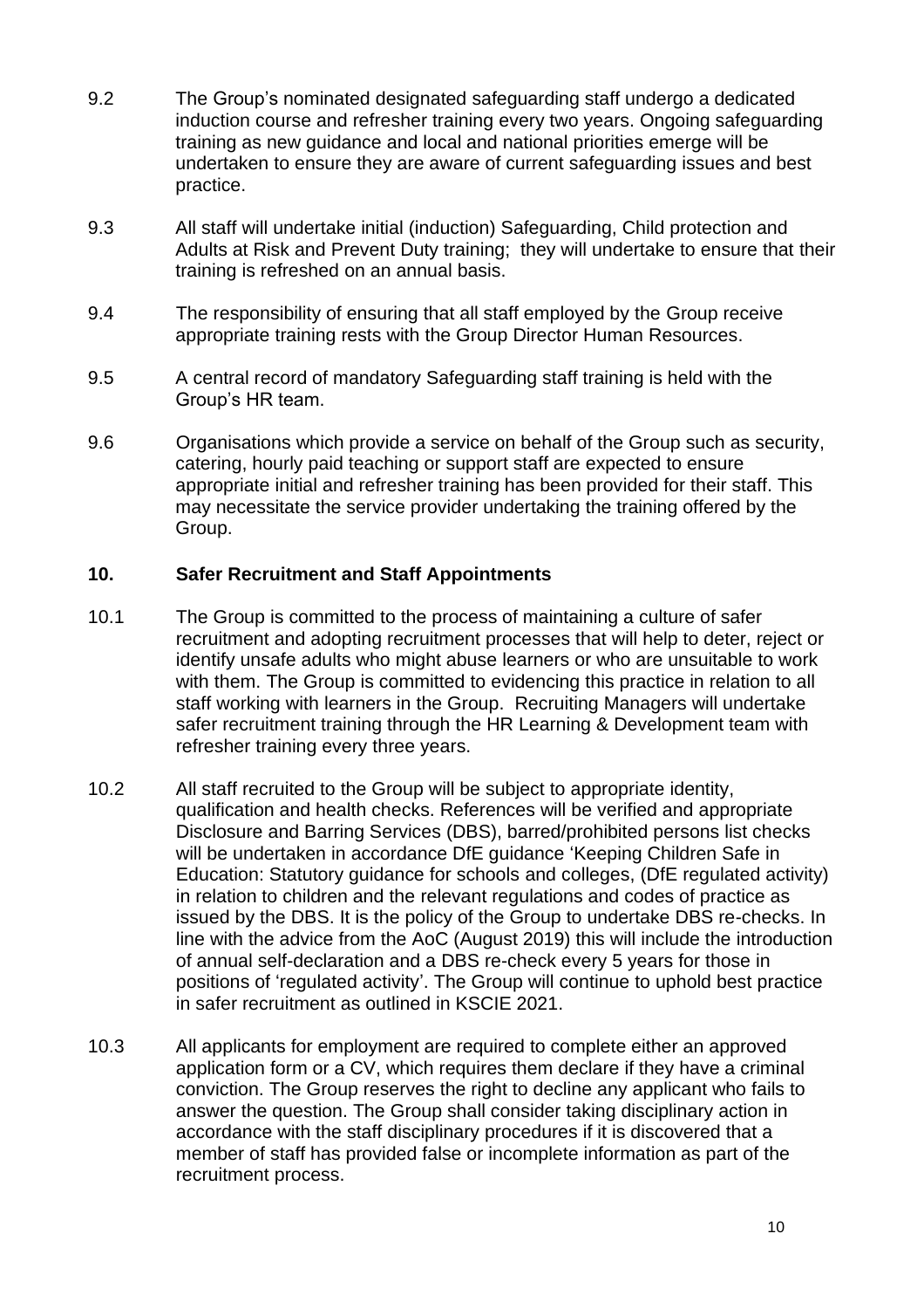9.2 The Group's nominated designated safeguarding staff undergo a dedicated induction course and refresher training every two years. Ongoing safeguarding training as new guidance and local and national priorities emerge will be undertaken to ensure they are aware of current safeguarding issues and best practice.

9.3 All staff will undertake initial (induction) Safeguarding, Child protection and Adults at Risk and Prevent Duty training; they will undertake to ensure that their training is refreshed on an annual basis.

9.4 The responsibility of ensuring that all staff employed by the Group receive appropriate training rests with the Group Director Human Resources.

9.5 A central record of mandatory Safeguarding staff training is held with the Group's HR team.

9.6 Organisations which provide a service on behalf of the Group such as security, catering, hourly paid teaching or support staff are expected to ensure appropriate initial and refresher training has been provided for their staff. This may necessitate the service provider undertaking the training offered by the Group.

## 10. Safer Recruitment and Staff Appointments

10.1 The Group is committed to the process of maintaining a culture of safer recruitment and adopting recruitment processes that will help to deter, reject or identify unsafe adults who might abuse learners or who are unsuitable to work with them. The Group is committed to evidencing this practice in relation to all staff working with learners in the Group. Recruiting Managers will undertake safer recruitment training through the HR Learning & Development team with refresher training every three years.

10.2 All staff recruited to the Group will be subject to appropriate identity, qualification and health checks. References will be verified and appropriate Disclosure and Barring Services (DBS), barred/prohibited persons list checks will be undertaken in accordance DfE guidance 'Keeping Children Safe in Education: Statutory guidance for schools and colleges, (DfE regulated activity) in relation to children and the relevant regulations and codes of practice as issued by the DBS. It is the policy of the Group to undertake DBS re-checks. In line with the advice from the AoC (August 2019) this will include the introduction of annual self-declaration and a DBS re-check every 5 years for those in positions of 'regulated activity'. The Group will continue to uphold best practice in safer recruitment as outlined in KSCIE 2021.

10.3 All applicants for employment are required to complete either an approved application form or a CV, which requires them declare if they have a criminal conviction. The Group reserves the right to decline any applicant who fails to answer the question. The Group shall consider taking disciplinary action in accordance with the staff disciplinary procedures if it is discovered that a member of staff has provided false or incomplete information as part of the recruitment process.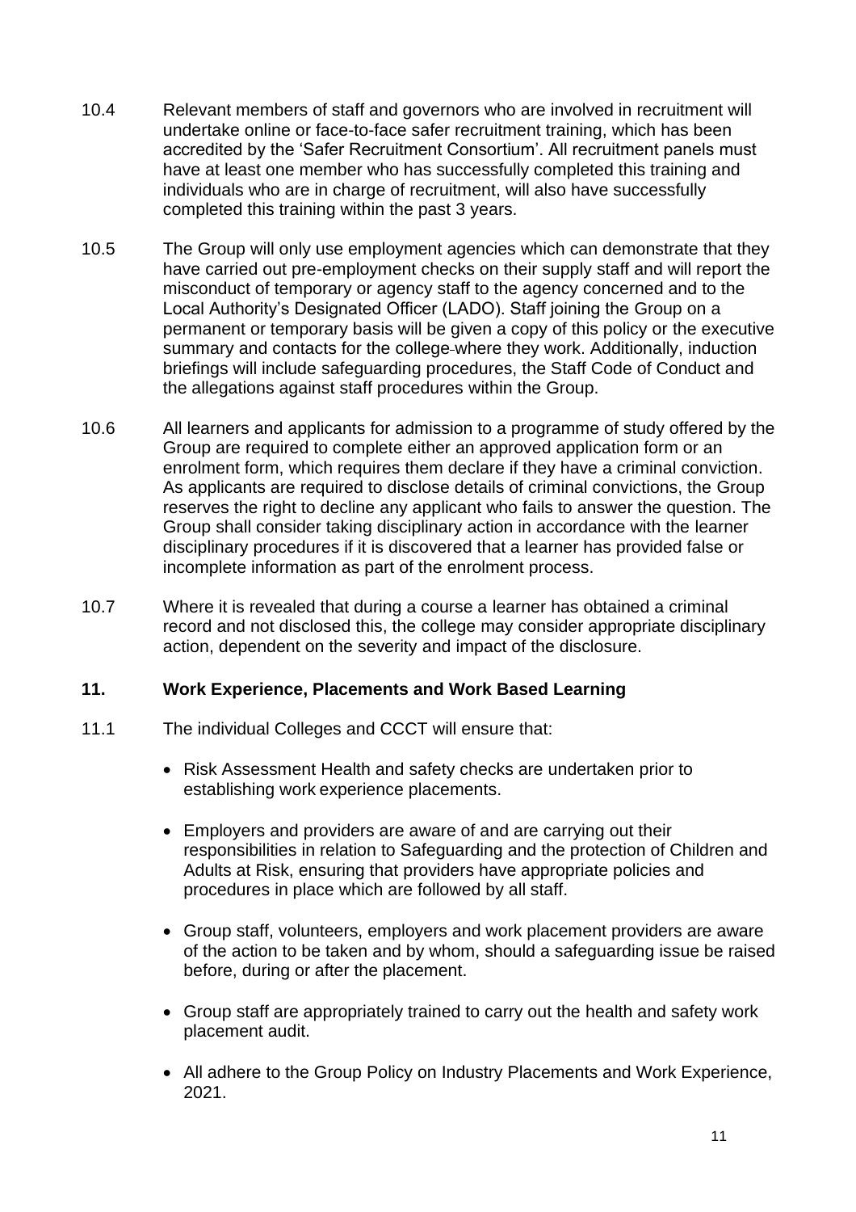10.4 Relevant members of staff and governors who are involved in recruitment will undertake online or face-to-face safer recruitment training, which has been accredited by the 'Safer Recruitment Consortium'. All recruitment panels must have at least one member who has successfully completed this training and individuals who are in charge of recruitment, will also have successfully completed this training within the past 3 years.

10.5 The Group will only use employment agencies which can demonstrate that they have carried out pre-employment checks on their supply staff and will report the misconduct of temporary or agency staff to the agency concerned and to the Local Authority's Designated Officer (LADO). Staff joining the Group on a permanent or temporary basis will be given a copy of this policy or the executive summary and contacts for the college where they work. Additionally, induction briefings will include safeguarding procedures, the Staff Code of Conduct and the allegations against staff procedures within the Group.

10.6 All learners and applicants for admission to a programme of study offered by the Group are required to complete either an approved application form or an enrolment form, which requires them declare if they have a criminal conviction. As applicants are required to disclose details of criminal convictions, the Group reserves the right to decline any applicant who fails to answer the question. The Group shall consider taking disciplinary action in accordance with the learner disciplinary procedures if it is discovered that a learner has provided false or incomplete information as part of the enrolment process.

10.7 Where it is revealed that during a course a learner has obtained a criminal record and not disclosed this, the college may consider appropriate disciplinary action, dependent on the severity and impact of the disclosure.

## 11. Work Experience, Placements and Work Based Learning

11.1 The individual Colleges and CCCT will ensure that:

- Risk Assessment Health and safety checks are undertaken prior to establishing work experience placements.
- Employers and providers are aware of and are carrying out their responsibilities in relation to Safeguarding and the protection of Children and Adults at Risk, ensuring that providers have appropriate policies and procedures in place which are followed by all staff.
- Group staff, volunteers, employers and work placement providers are aware of the action to be taken and by whom, should a safeguarding issue be raised before, during or after the placement.
- Group staff are appropriately trained to carry out the health and safety work placement audit.
- All adhere to the Group Policy on Industry Placements and Work Experience, 2021.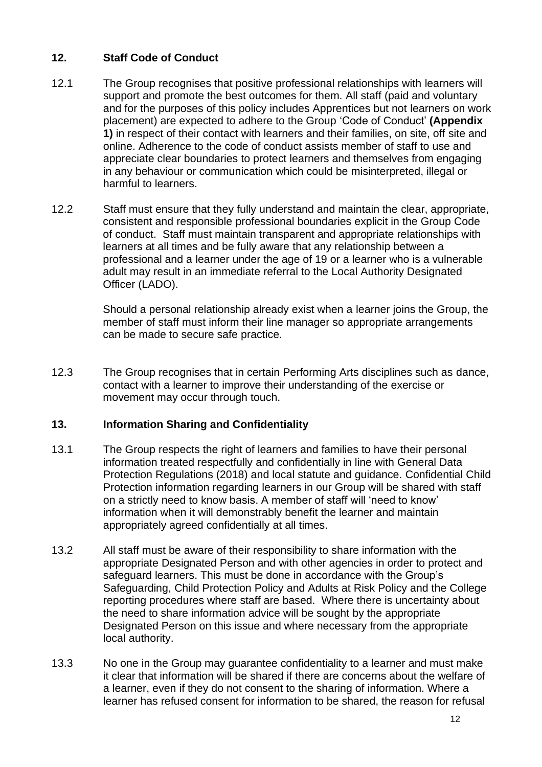## 12. Staff Code of Conduct

12.1 The Group recognises that positive professional relationships with learners will support and promote the best outcomes for them. All staff (paid and voluntary and for the purposes of this policy includes Apprentices but not learners on work placement) are expected to adhere to the Group 'Code of Conduct' **(Appendix 1)** in respect of their contact with learners and their families, on site, off site and online. Adherence to the code of conduct assists member of staff to use and appreciate clear boundaries to protect learners and themselves from engaging in any behaviour or communication which could be misinterpreted, illegal or harmful to learners.

12.2 Staff must ensure that they fully understand and maintain the clear, appropriate, consistent and responsible professional boundaries explicit in the Group Code of conduct. Staff must maintain transparent and appropriate relationships with learners at all times and be fully aware that any relationship between a professional and a learner under the age of 19 or a learner who is a vulnerable adult may result in an immediate referral to the Local Authority Designated Officer (LADO).

Should a personal relationship already exist when a learner joins the Group, the member of staff must inform their line manager so appropriate arrangements can be made to secure safe practice.

12.3 The Group recognises that in certain Performing Arts disciplines such as dance, contact with a learner to improve their understanding of the exercise or movement may occur through touch.

## 13. Information Sharing and Confidentiality

13.1 The Group respects the right of learners and families to have their personal information treated respectfully and confidentially in line with General Data Protection Regulations (2018) and local statute and guidance. Confidential Child Protection information regarding learners in our Group will be shared with staff on a strictly need to know basis. A member of staff will 'need to know' information when it will demonstrably benefit the learner and maintain appropriately agreed confidentially at all times.

13.2 All staff must be aware of their responsibility to share information with the appropriate Designated Person and with other agencies in order to protect and safeguard learners. This must be done in accordance with the Group's Safeguarding, Child Protection Policy and Adults at Risk Policy and the College reporting procedures where staff are based. Where there is uncertainty about the need to share information advice will be sought by the appropriate Designated Person on this issue and where necessary from the appropriate local authority.

13.3 No one in the Group may guarantee confidentiality to a learner and must make it clear that information will be shared if there are concerns about the welfare of a learner, even if they do not consent to the sharing of information. Where a learner has refused consent for information to be shared, the reason for refusal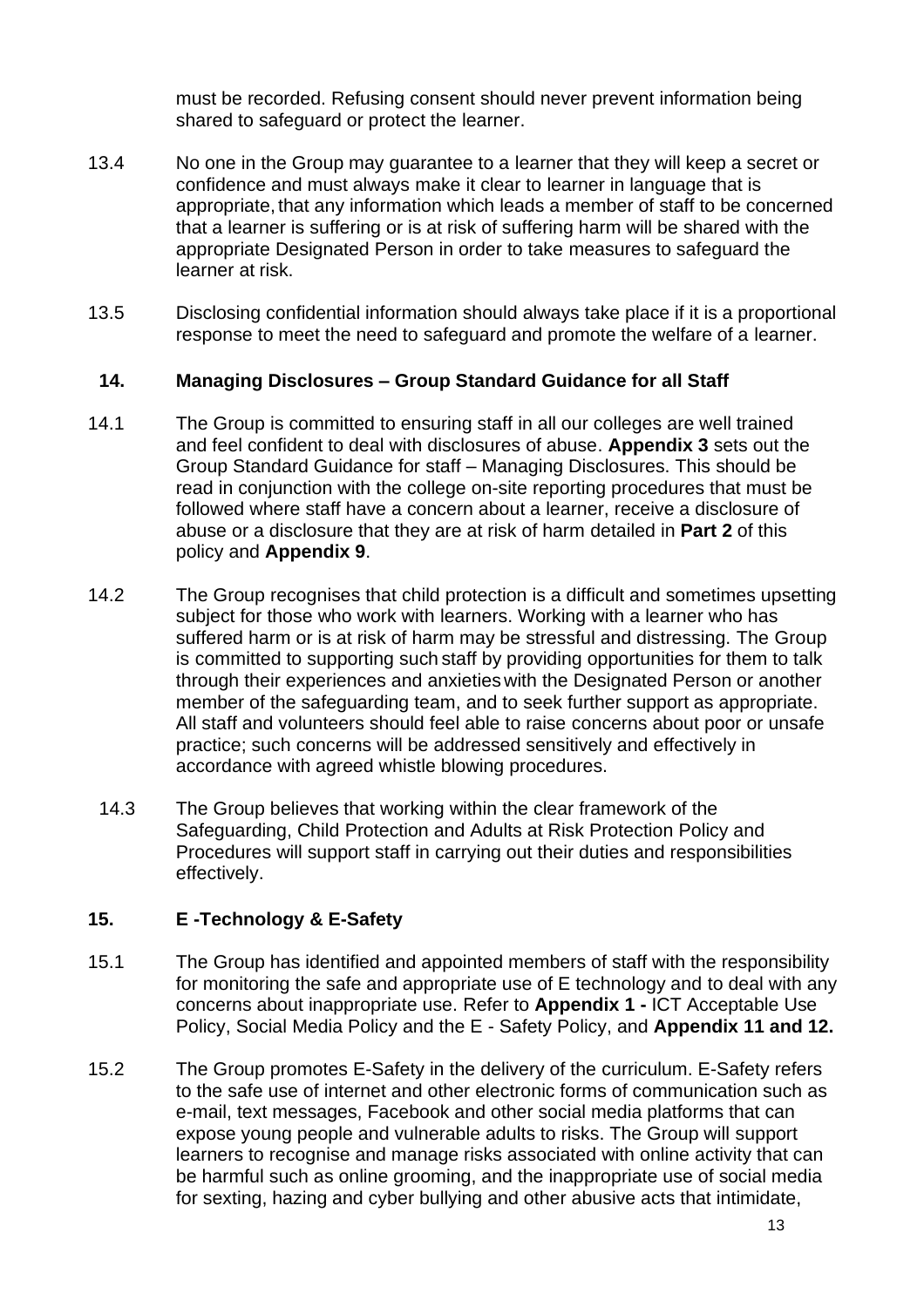must be recorded. Refusing consent should never prevent information being shared to safeguard or protect the learner.

13.4 No one in the Group may guarantee to a learner that they will keep a secret or confidence and must always make it clear to learner in language that is appropriate, that any information which leads a member of staff to be concerned that a learner is suffering or is at risk of suffering harm will be shared with the appropriate Designated Person in order to take measures to safeguard the learner at risk.

13.5 Disclosing confidential information should always take place if it is a proportional response to meet the need to safeguard and promote the welfare of a learner.

## 14. Managing Disclosures – Group Standard Guidance for all Staff

14.1 The Group is committed to ensuring staff in all our colleges are well trained and feel confident to deal with disclosures of abuse. **Appendix 3** sets out the Group Standard Guidance for staff – Managing Disclosures. This should be read in conjunction with the college on-site reporting procedures that must be followed where staff have a concern about a learner, receive a disclosure of abuse or a disclosure that they are at risk of harm detailed in **Part 2** of this policy and **Appendix 9**.

14.2 The Group recognises that child protection is a difficult and sometimes upsetting subject for those who work with learners. Working with a learner who has suffered harm or is at risk of harm may be stressful and distressing. The Group is committed to supporting such staff by providing opportunities for them to talk through their experiences and anxieties with the Designated Person or another member of the safeguarding team, and to seek further support as appropriate. All staff and volunteers should feel able to raise concerns about poor or unsafe practice; such concerns will be addressed sensitively and effectively in accordance with agreed whistle blowing procedures.

14.3 The Group believes that working within the clear framework of the Safeguarding, Child Protection and Adults at Risk Protection Policy and Procedures will support staff in carrying out their duties and responsibilities effectively.

## 15. E -Technology & E-Safety

15.1 The Group has identified and appointed members of staff with the responsibility for monitoring the safe and appropriate use of E technology and to deal with any concerns about inappropriate use. Refer to **Appendix 1 -** ICT Acceptable Use Policy, Social Media Policy and the E - Safety Policy, and **Appendix 11 and 12.**

15.2 The Group promotes E-Safety in the delivery of the curriculum. E-Safety refers to the safe use of internet and other electronic forms of communication such as e-mail, text messages, Facebook and other social media platforms that can expose young people and vulnerable adults to risks. The Group will support learners to recognise and manage risks associated with online activity that can be harmful such as online grooming, and the inappropriate use of social media for sexting, hazing and cyber bullying and other abusive acts that intimidate,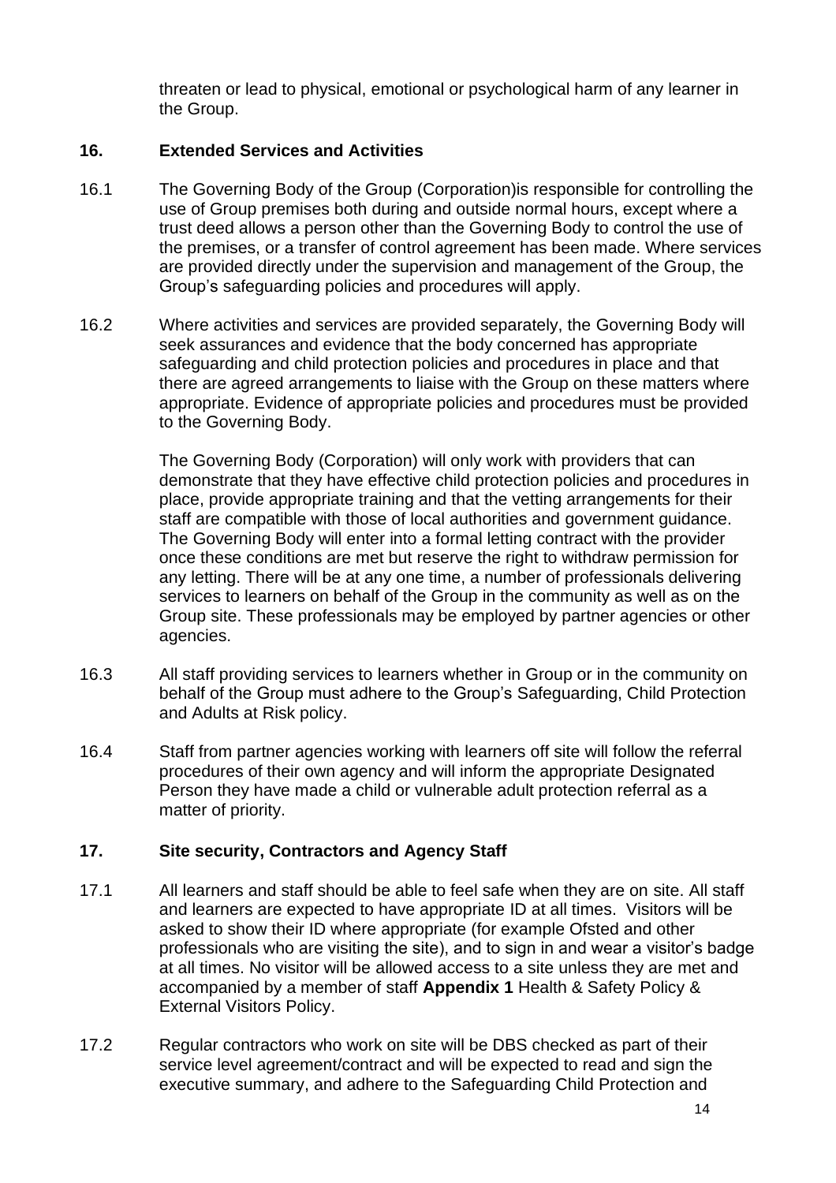threaten or lead to physical, emotional or psychological harm of any learner in the Group.

## 16. Extended Services and Activities

16.1 The Governing Body of the Group (Corporation)is responsible for controlling the use of Group premises both during and outside normal hours, except where a trust deed allows a person other than the Governing Body to control the use of the premises, or a transfer of control agreement has been made. Where services are provided directly under the supervision and management of the Group, the Group's safeguarding policies and procedures will apply.

16.2 Where activities and services are provided separately, the Governing Body will seek assurances and evidence that the body concerned has appropriate safeguarding and child protection policies and procedures in place and that there are agreed arrangements to liaise with the Group on these matters where appropriate. Evidence of appropriate policies and procedures must be provided to the Governing Body.

The Governing Body (Corporation) will only work with providers that can demonstrate that they have effective child protection policies and procedures in place, provide appropriate training and that the vetting arrangements for their staff are compatible with those of local authorities and government guidance. The Governing Body will enter into a formal letting contract with the provider once these conditions are met but reserve the right to withdraw permission for any letting. There will be at any one time, a number of professionals delivering services to learners on behalf of the Group in the community as well as on the Group site. These professionals may be employed by partner agencies or other agencies.

16.3 All staff providing services to learners whether in Group or in the community on behalf of the Group must adhere to the Group's Safeguarding, Child Protection and Adults at Risk policy.

16.4 Staff from partner agencies working with learners off site will follow the referral procedures of their own agency and will inform the appropriate Designated Person they have made a child or vulnerable adult protection referral as a matter of priority.

## 17. Site security, Contractors and Agency Staff

17.1 All learners and staff should be able to feel safe when they are on site. All staff and learners are expected to have appropriate ID at all times. Visitors will be asked to show their ID where appropriate (for example Ofsted and other professionals who are visiting the site), and to sign in and wear a visitor's badge at all times. No visitor will be allowed access to a site unless they are met and accompanied by a member of staff **Appendix 1** Health & Safety Policy & External Visitors Policy.

17.2 Regular contractors who work on site will be DBS checked as part of their service level agreement/contract and will be expected to read and sign the executive summary, and adhere to the Safeguarding Child Protection and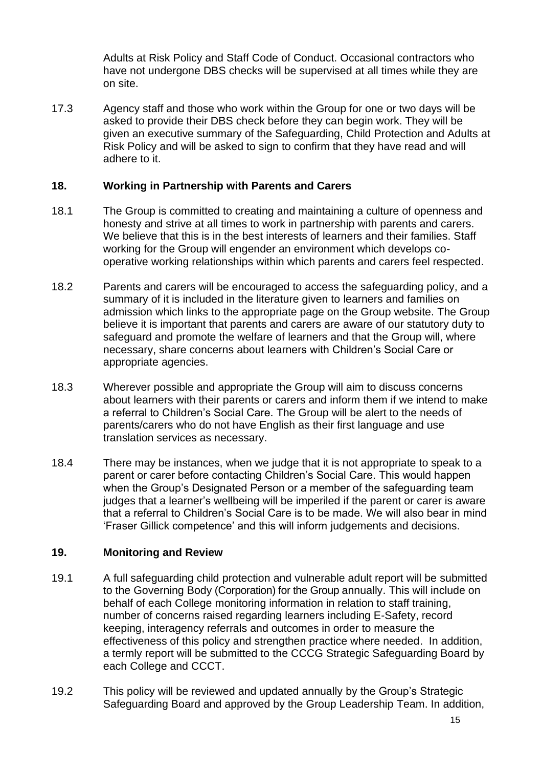Adults at Risk Policy and Staff Code of Conduct. Occasional contractors who have not undergone DBS checks will be supervised at all times while they are on site.

17.3 Agency staff and those who work within the Group for one or two days will be asked to provide their DBS check before they can begin work. They will be given an executive summary of the Safeguarding, Child Protection and Adults at Risk Policy and will be asked to sign to confirm that they have read and will adhere to it.

## 18. Working in Partnership with Parents and Carers

18.1 The Group is committed to creating and maintaining a culture of openness and honesty and strive at all times to work in partnership with parents and carers. We believe that this is in the best interests of learners and their families. Staff working for the Group will engender an environment which develops co-operative working relationships within which parents and carers feel respected.

18.2 Parents and carers will be encouraged to access the safeguarding policy, and a summary of it is included in the literature given to learners and families on admission which links to the appropriate page on the Group website. The Group believe it is important that parents and carers are aware of our statutory duty to safeguard and promote the welfare of learners and that the Group will, where necessary, share concerns about learners with Children's Social Care or appropriate agencies.

18.3 Wherever possible and appropriate the Group will aim to discuss concerns about learners with their parents or carers and inform them if we intend to make a referral to Children's Social Care. The Group will be alert to the needs of parents/carers who do not have English as their first language and use translation services as necessary.

18.4 There may be instances, when we judge that it is not appropriate to speak to a parent or carer before contacting Children's Social Care. This would happen when the Group's Designated Person or a member of the safeguarding team judges that a learner's wellbeing will be imperiled if the parent or carer is aware that a referral to Children's Social Care is to be made. We will also bear in mind 'Fraser Gillick competence' and this will inform judgements and decisions.

## 19. Monitoring and Review

19.1 A full safeguarding child protection and vulnerable adult report will be submitted to the Governing Body (Corporation) for the Group annually. This will include on behalf of each College monitoring information in relation to staff training, number of concerns raised regarding learners including E-Safety, record keeping, interagency referrals and outcomes in order to measure the effectiveness of this policy and strengthen practice where needed. In addition, a termly report will be submitted to the CCCG Strategic Safeguarding Board by each College and CCCT.

19.2 This policy will be reviewed and updated annually by the Group's Strategic Safeguarding Board and approved by the Group Leadership Team. In addition,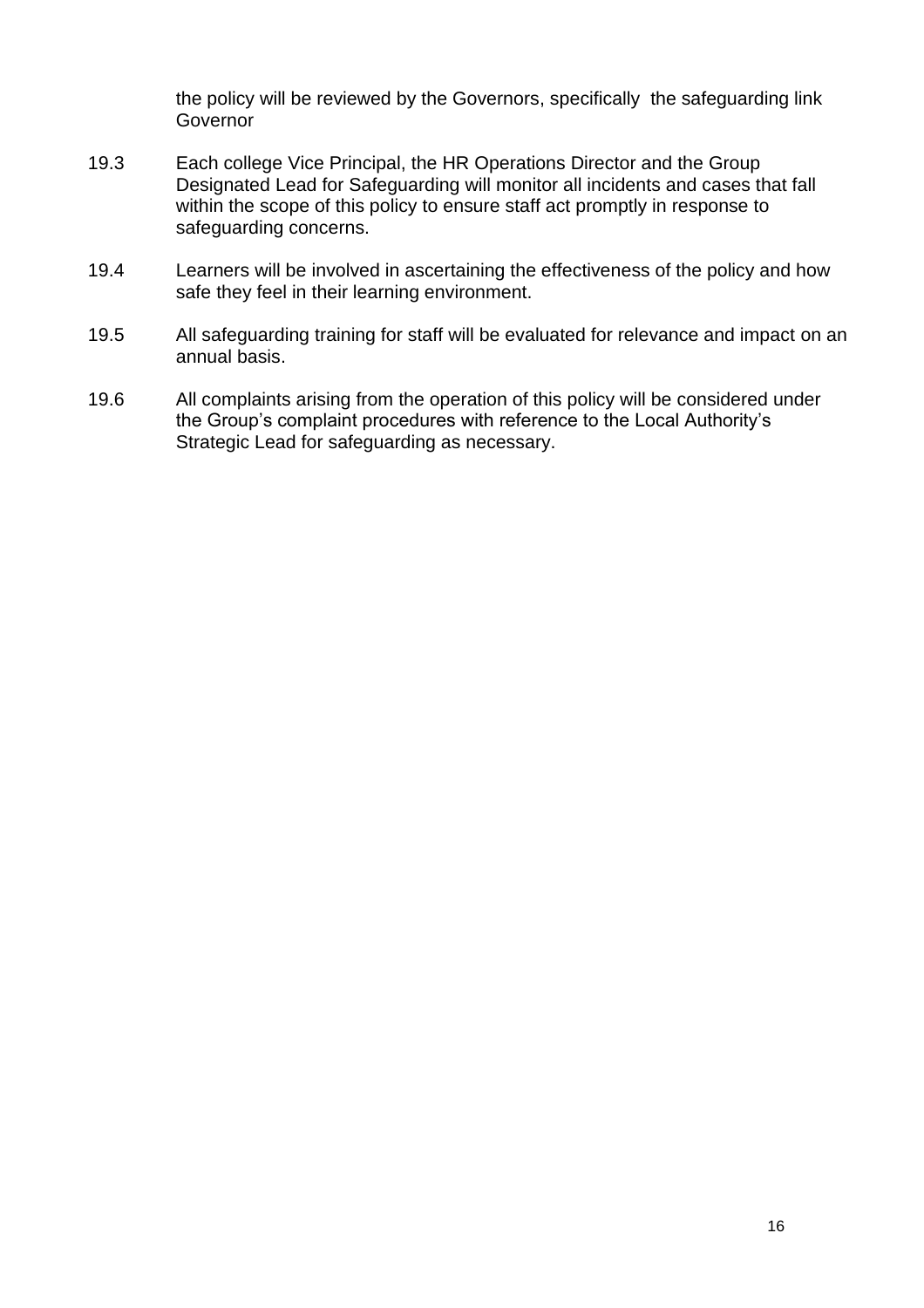the policy will be reviewed by the Governors, specifically the safeguarding link Governor

19.3 Each college Vice Principal, the HR Operations Director and the Group Designated Lead for Safeguarding will monitor all incidents and cases that fall within the scope of this policy to ensure staff act promptly in response to safeguarding concerns.

19.4 Learners will be involved in ascertaining the effectiveness of the policy and how safe they feel in their learning environment.

19.5 All safeguarding training for staff will be evaluated for relevance and impact on an annual basis.

19.6 All complaints arising from the operation of this policy will be considered under the Group's complaint procedures with reference to the Local Authority's Strategic Lead for safeguarding as necessary.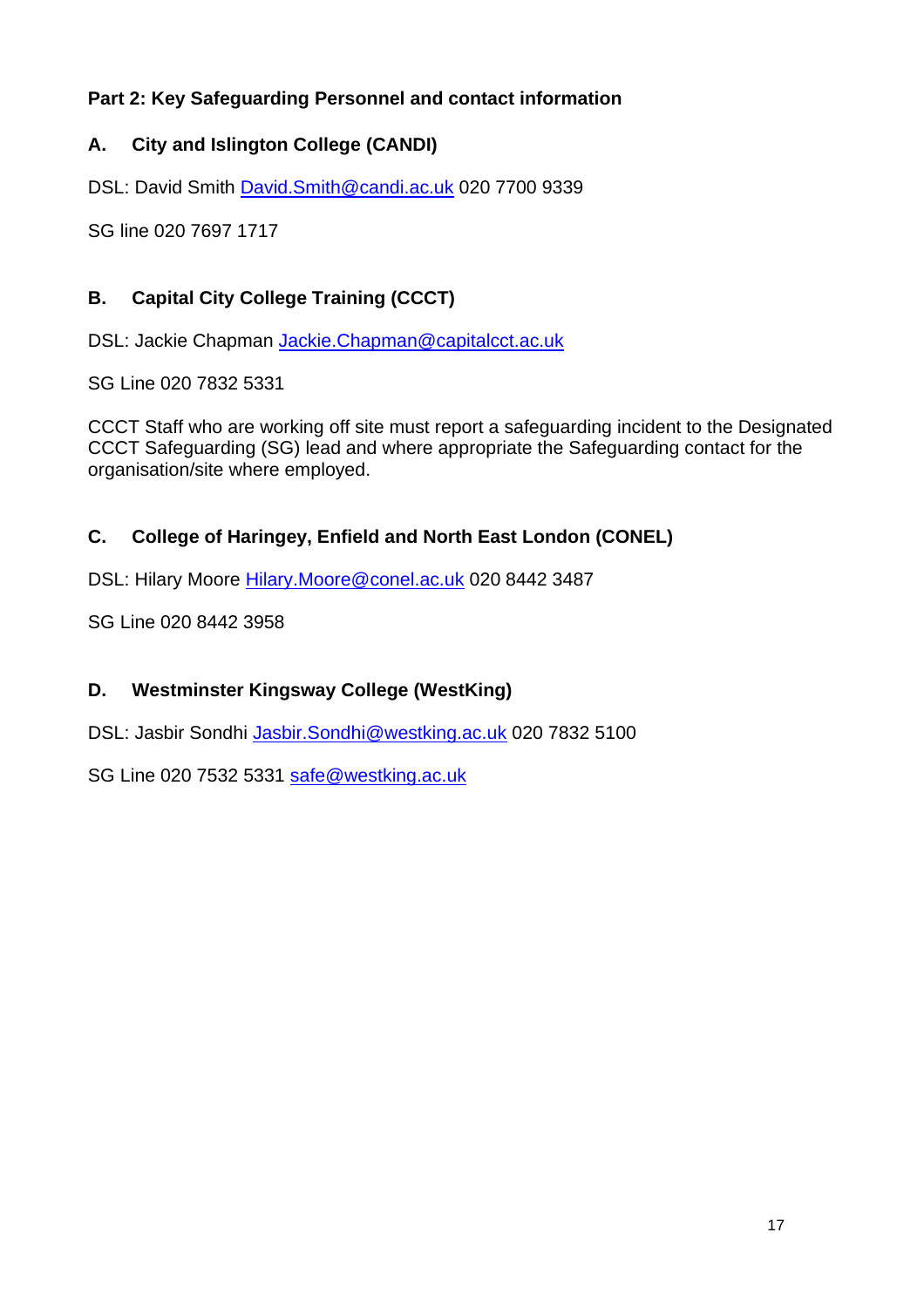## Part 2: Key Safeguarding Personnel and contact information

### A. City and Islington College (CANDI)

DSL: David Smith David.Smith@candi.ac.uk 020 7700 9339

SG line 020 7697 1717

### B. Capital City College Training (CCCT)

DSL: Jackie Chapman Jackie.Chapman@capitalcct.ac.uk

SG Line 020 7832 5331

CCCT Staff who are working off site must report a safeguarding incident to the Designated CCCT Safeguarding (SG) lead and where appropriate the Safeguarding contact for the organisation/site where employed.

### C. College of Haringey, Enfield and North East London (CONEL)

DSL: Hilary Moore Hilary.Moore@conel.ac.uk 020 8442 3487

SG Line 020 8442 3958

### D. Westminster Kingsway College (WestKing)

DSL: Jasbir Sondhi Jasbir.Sondhi@westking.ac.uk 020 7832 5100

SG Line 020 7532 5331 safe@westking.ac.uk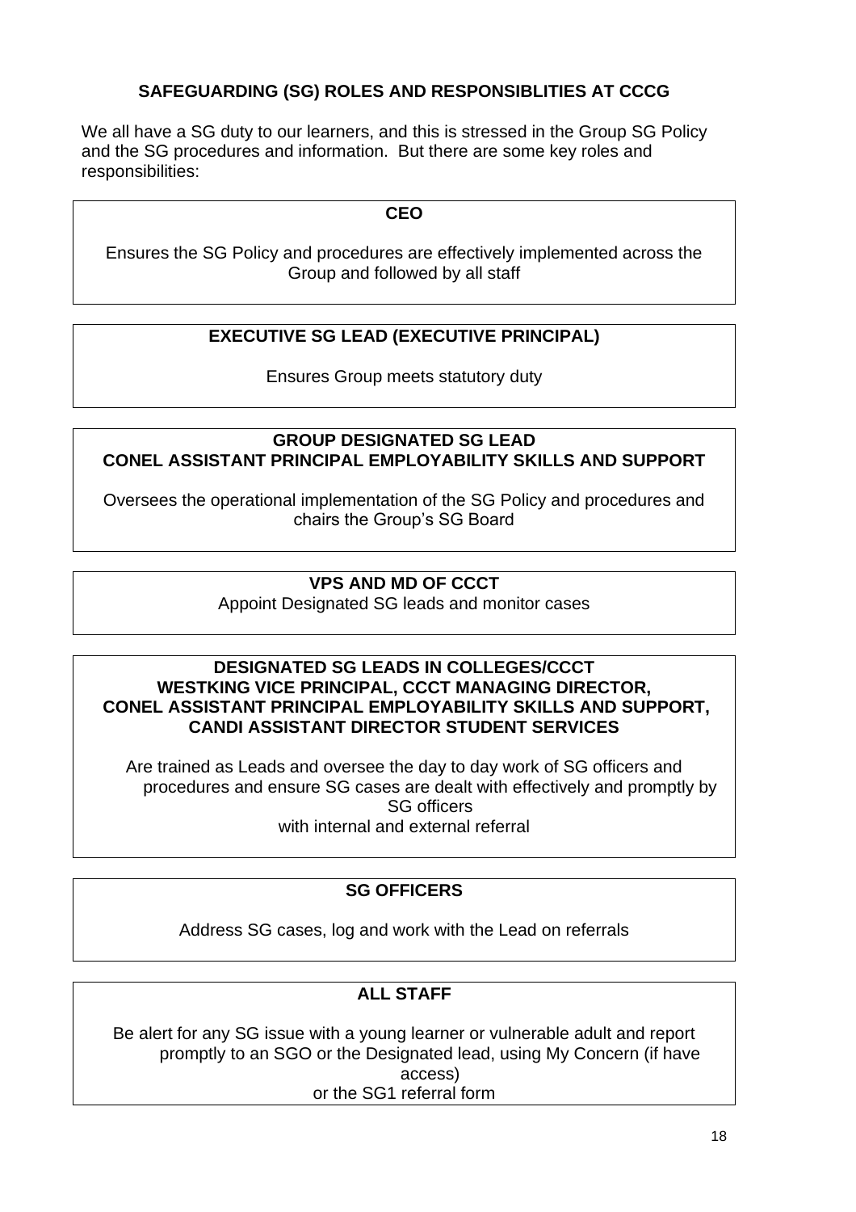## SAFEGUARDING (SG) ROLES AND RESPONSIBLITIES AT CCCG

We all have a SG duty to our learners, and this is stressed in the Group SG Policy and the SG procedures and information. But there are some key roles and responsibilities:

**CEO**

Ensures the SG Policy and procedures are effectively implemented across the Group and followed by all staff

**EXECUTIVE SG LEAD (EXECUTIVE PRINCIPAL)**

Ensures Group meets statutory duty

**GROUP DESIGNATED SG LEAD**
**CONEL ASSISTANT PRINCIPAL EMPLOYABILITY SKILLS AND SUPPORT**

Oversees the operational implementation of the SG Policy and procedures and chairs the Group's SG Board

**VPS AND MD OF CCCT**

Appoint Designated SG leads and monitor cases

**DESIGNATED SG LEADS IN COLLEGES/CCCT**
**WESTKING VICE PRINCIPAL, CCCT MANAGING DIRECTOR,**
**CONEL ASSISTANT PRINCIPAL EMPLOYABILITY SKILLS AND SUPPORT,**
**CANDI ASSISTANT DIRECTOR STUDENT SERVICES**

Are trained as Leads and oversee the day to day work of SG officers and procedures and ensure SG cases are dealt with effectively and promptly by SG officers with internal and external referral

**SG OFFICERS**

Address SG cases, log and work with the Lead on referrals

**ALL STAFF**

Be alert for any SG issue with a young learner or vulnerable adult and report promptly to an SGO or the Designated lead, using My Concern (if have access) or the SG1 referral form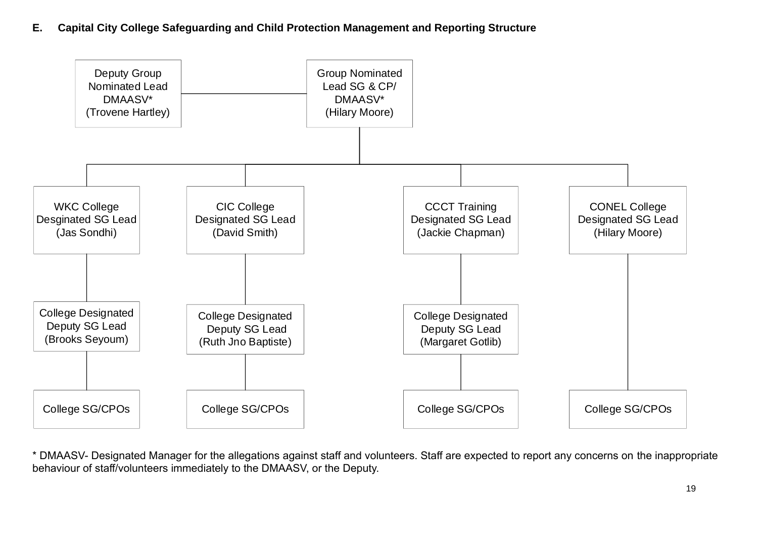**E. Capital City College Safeguarding and Child Protection Management and Reporting Structure**

- Group Nominated Lead SG & CP/ DMAASV* (Hilary Moore)
  - Deputy Group Nominated Lead DMAASV* (Trovene Hartley)
  - WKC College Desgnated SG Lead (Jas Sondhi)
    - College Designated Deputy SG Lead (Brooks Seyoum)
      - College SG/CPOs
  - CIC College Designated SG Lead (David Smith)
    - College Designated Deputy SG Lead (Ruth Jno Baptiste)
      - College SG/CPOs
  - CCCT Training Designated SG Lead (Jackie Chapman)
    - College Designated Deputy SG Lead (Margaret Gotlib)
      - College SG/CPOs
  - CONEL College Designated SG Lead (Hilary Moore)
    - College SG/CPOs

* DMAASV- Designated Manager for the allegations against staff and volunteers. Staff are expected to report any concerns on the inappropriate behaviour of staff/volunteers immediately to the DMAASV, or the Deputy.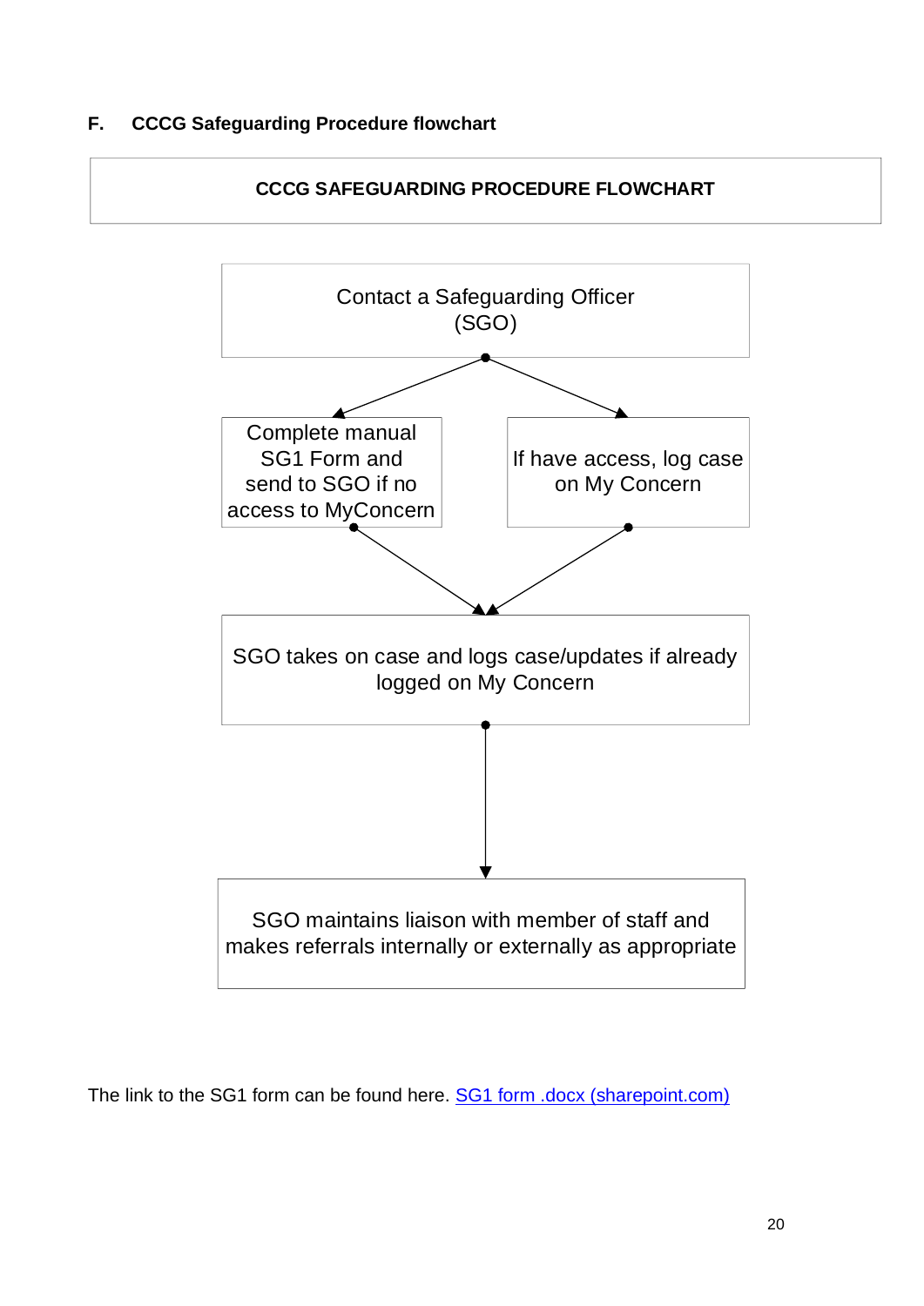## F. CCCG Safeguarding Procedure flowchart

**CCCG SAFEGUARDING PROCEDURE FLOWCHART**

Contact a Safeguarding Officer (SGO)

Complete manual SG1 Form and send to SGO if no access to MyConcern

If have access, log case on My Concern

SGO takes on case and logs case/updates if already logged on My Concern

SGO maintains liaison with member of staff and makes referrals internally or externally as appropriate

The link to the SG1 form can be found here. [SG1 form .docx (sharepoint.com)]